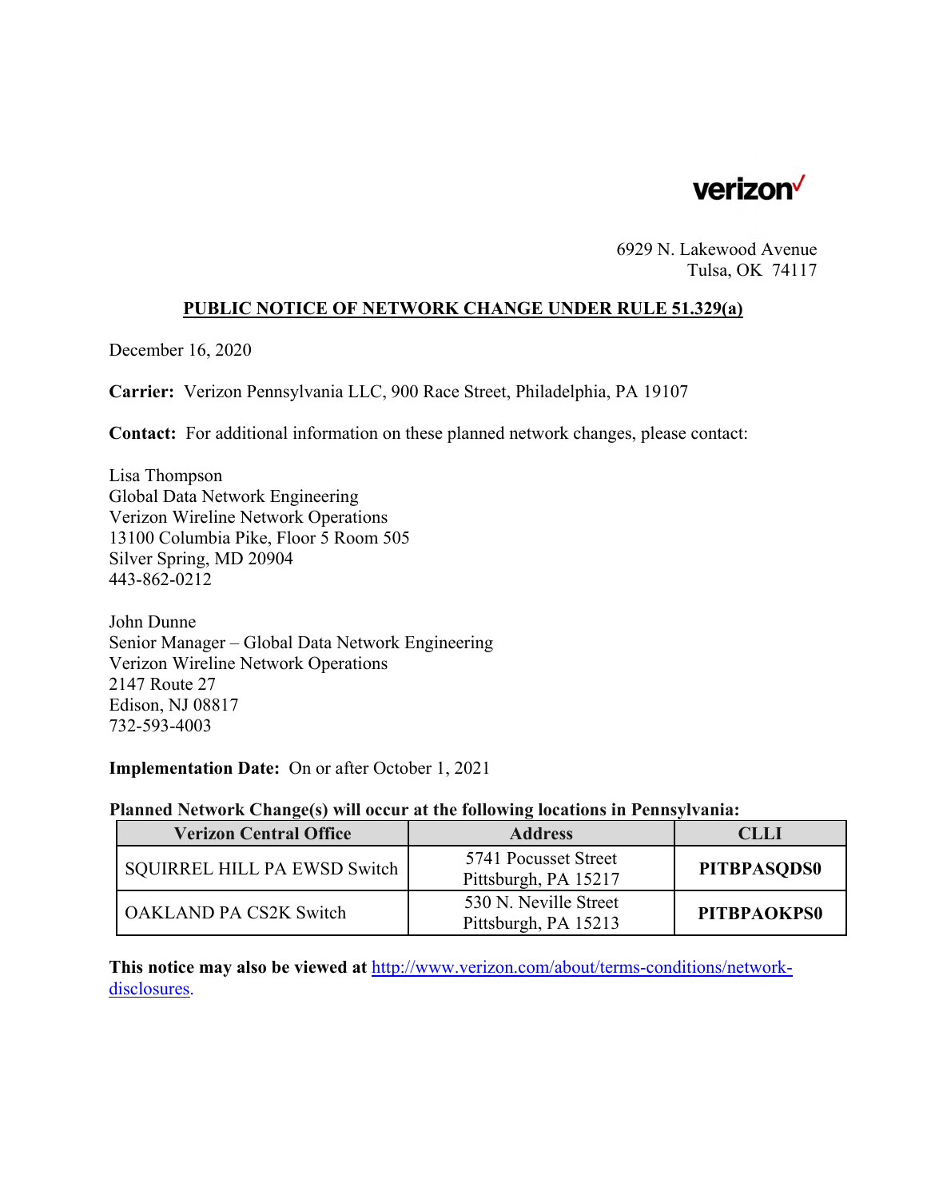verizon

6929 N. Lakewood Avenue
Tulsa, OK 74117

## PUBLIC NOTICE OF NETWORK CHANGE UNDER RULE 51.329(a)

December 16, 2020

**Carrier:** Verizon Pennsylvania LLC, 900 Race Street, Philadelphia, PA 19107

**Contact:** For additional information on these planned network changes, please contact:

Lisa Thompson
Global Data Network Engineering
Verizon Wireline Network Operations
13100 Columbia Pike, Floor 5 Room 505
Silver Spring, MD 20904
443-862-0212

John Dunne
Senior Manager – Global Data Network Engineering
Verizon Wireline Network Operations
2147 Route 27
Edison, NJ 08817
732-593-4003

**Implementation Date:** On or after October 1, 2021

**Planned Network Change(s) will occur at the following locations in Pennsylvania:**

| Verizon Central Office | Address | CLLI |
|---|---|---|
| SQUIRREL HILL PA EWSD Switch | 5741 Pocusset Street Pittsburgh, PA 15217 | **PITBPASQDS0** |
| OAKLAND PA CS2K Switch | 530 N. Neville Street Pittsburgh, PA 15213 | **PITBPAOKPS0** |

**This notice may also be viewed at** http://www.verizon.com/about/terms-conditions/network-disclosures.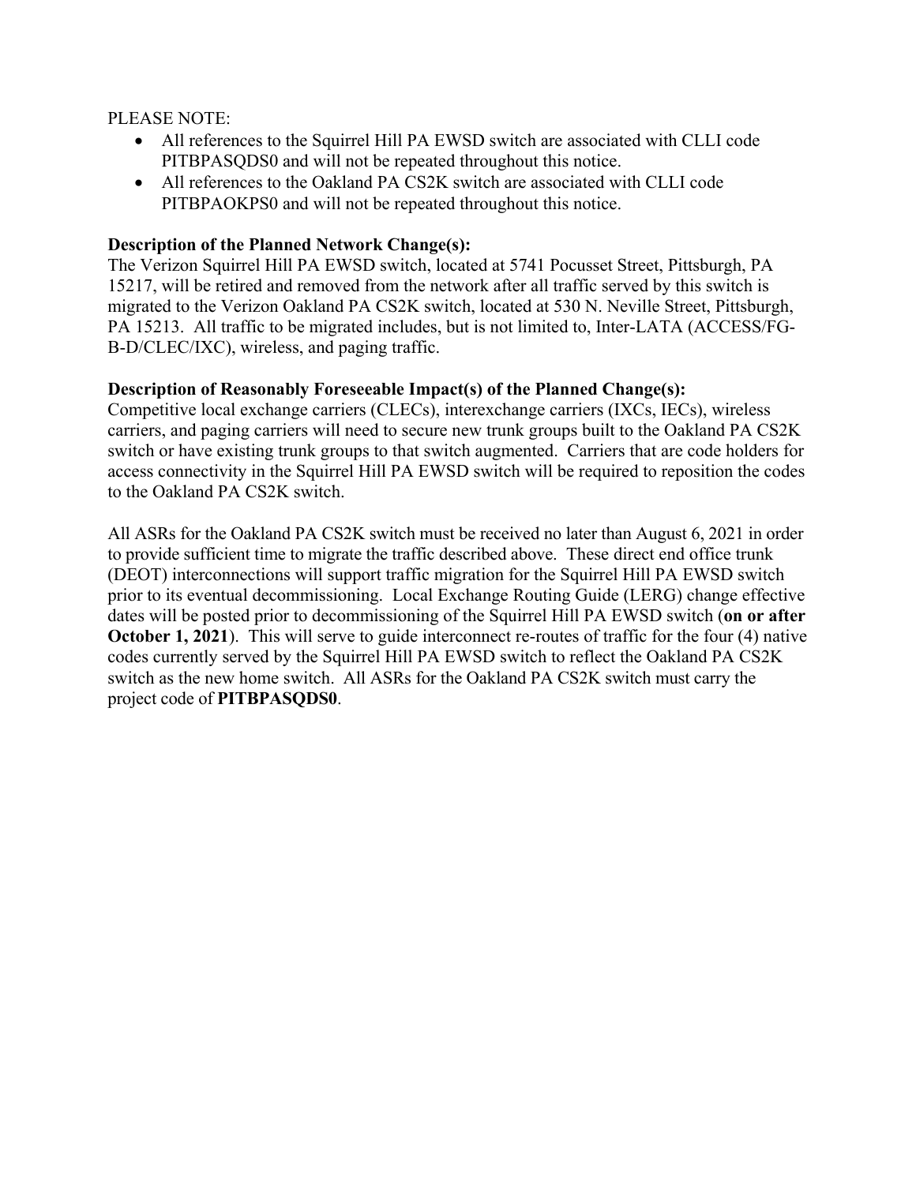PLEASE NOTE:

- All references to the Squirrel Hill PA EWSD switch are associated with CLLI code PITBPASQDS0 and will not be repeated throughout this notice.
- All references to the Oakland PA CS2K switch are associated with CLLI code PITBPAOKPS0 and will not be repeated throughout this notice.

**Description of the Planned Network Change(s):**
The Verizon Squirrel Hill PA EWSD switch, located at 5741 Pocusset Street, Pittsburgh, PA 15217, will be retired and removed from the network after all traffic served by this switch is migrated to the Verizon Oakland PA CS2K switch, located at 530 N. Neville Street, Pittsburgh, PA 15213. All traffic to be migrated includes, but is not limited to, Inter-LATA (ACCESS/FG-B-D/CLEC/IXC), wireless, and paging traffic.

**Description of Reasonably Foreseeable Impact(s) of the Planned Change(s):**
Competitive local exchange carriers (CLECs), interexchange carriers (IXCs, IECs), wireless carriers, and paging carriers will need to secure new trunk groups built to the Oakland PA CS2K switch or have existing trunk groups to that switch augmented. Carriers that are code holders for access connectivity in the Squirrel Hill PA EWSD switch will be required to reposition the codes to the Oakland PA CS2K switch.

All ASRs for the Oakland PA CS2K switch must be received no later than August 6, 2021 in order to provide sufficient time to migrate the traffic described above. These direct end office trunk (DEOT) interconnections will support traffic migration for the Squirrel Hill PA EWSD switch prior to its eventual decommissioning. Local Exchange Routing Guide (LERG) change effective dates will be posted prior to decommissioning of the Squirrel Hill PA EWSD switch (**on or after October 1, 2021**). This will serve to guide interconnect re-routes of traffic for the four (4) native codes currently served by the Squirrel Hill PA EWSD switch to reflect the Oakland PA CS2K switch as the new home switch. All ASRs for the Oakland PA CS2K switch must carry the project code of **PITBPASQDS0**.